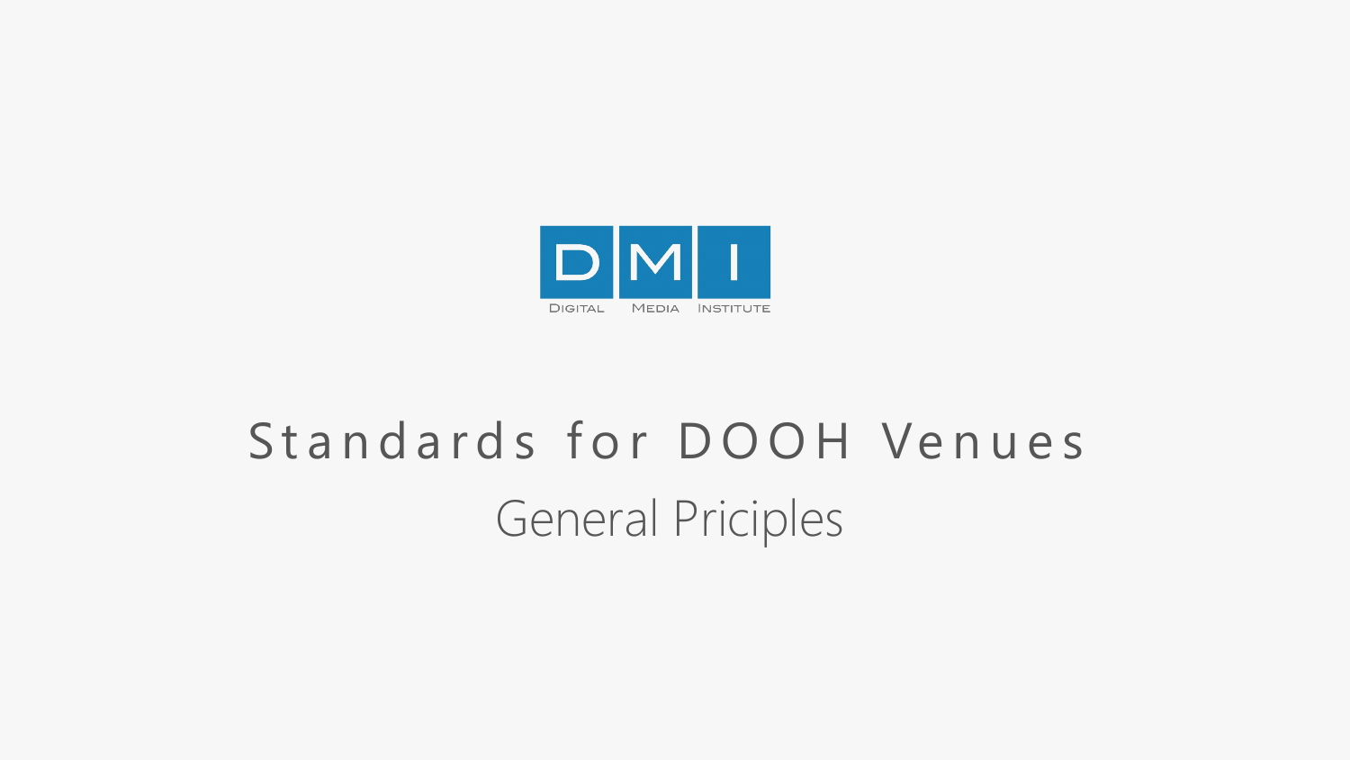DMI

Digital Media Institute

# Standards for DOOH Venues

## General Priciples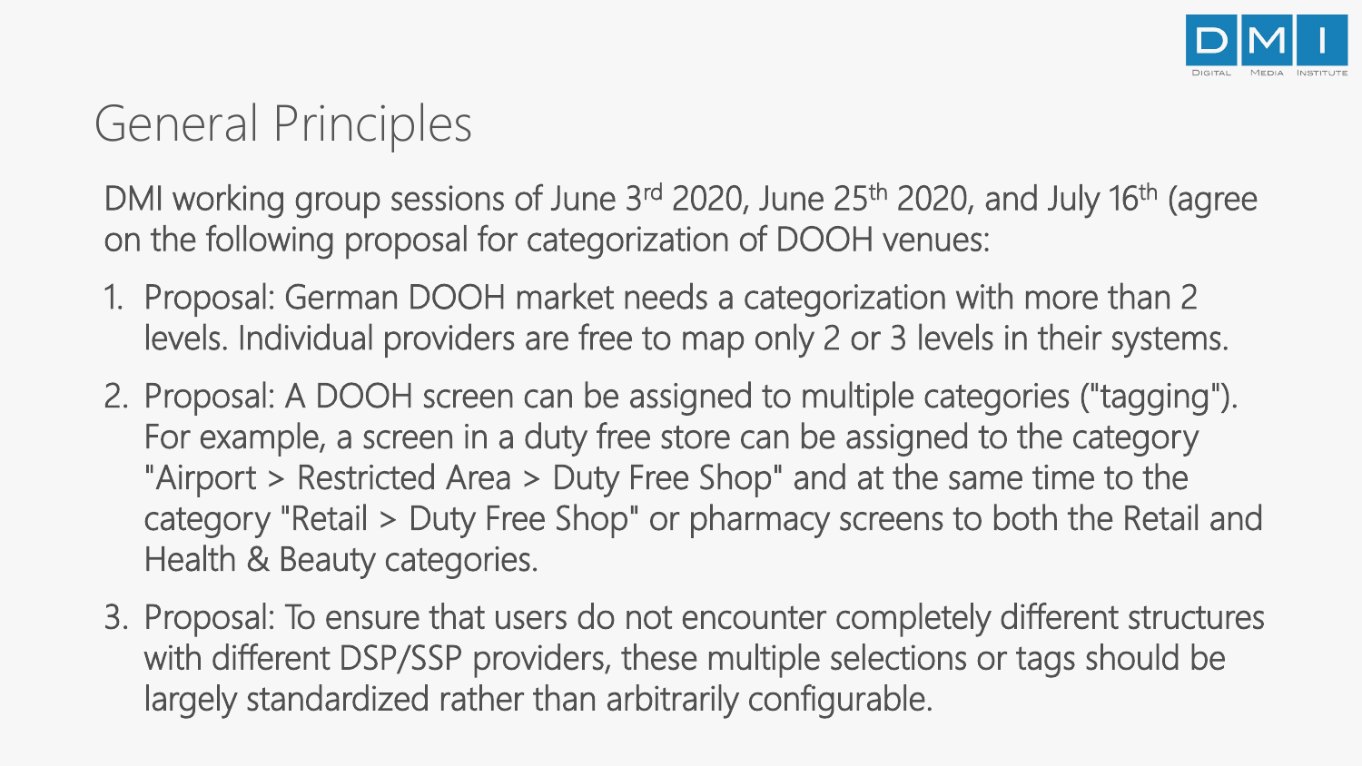# General Principles

DMI working group sessions of June 3rd 2020, June 25th 2020, and July 16th (agree on the following proposal for categorization of DOOH venues:

1. Proposal: German DOOH market needs a categorization with more than 2 levels. Individual providers are free to map only 2 or 3 levels in their systems.
2. Proposal: A DOOH screen can be assigned to multiple categories ("tagging"). For example, a screen in a duty free store can be assigned to the category "Airport > Restricted Area > Duty Free Shop" and at the same time to the category "Retail > Duty Free Shop" or pharmacy screens to both the Retail and Health & Beauty categories.
3. Proposal: To ensure that users do not encounter completely different structures with different DSP/SSP providers, these multiple selections or tags should be largely standardized rather than arbitrarily configurable.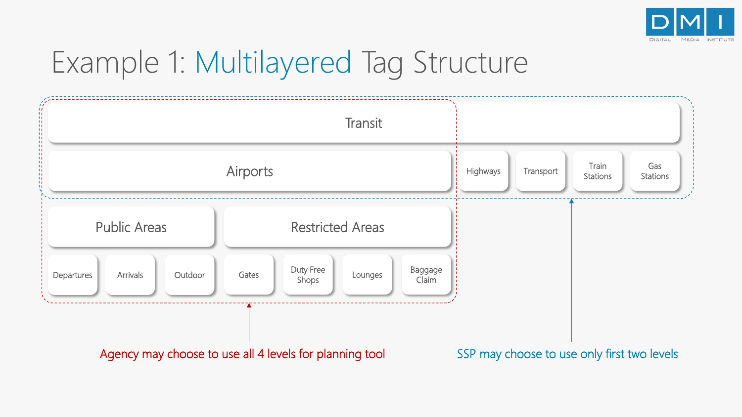# Example 1: Multilayered Tag Structure

- Transit
  - Airports
    - Public Areas
      - Departures
      - Arrivals
      - Outdoor
    - Restricted Areas
      - Gates
      - Duty Free Shops
      - Lounges
      - Baggage Claim
  - Highways
  - Transport
  - Train Stations
  - Gas Stations

Agency may choose to use all 4 levels for planning tool

SSP may choose to use only first two levels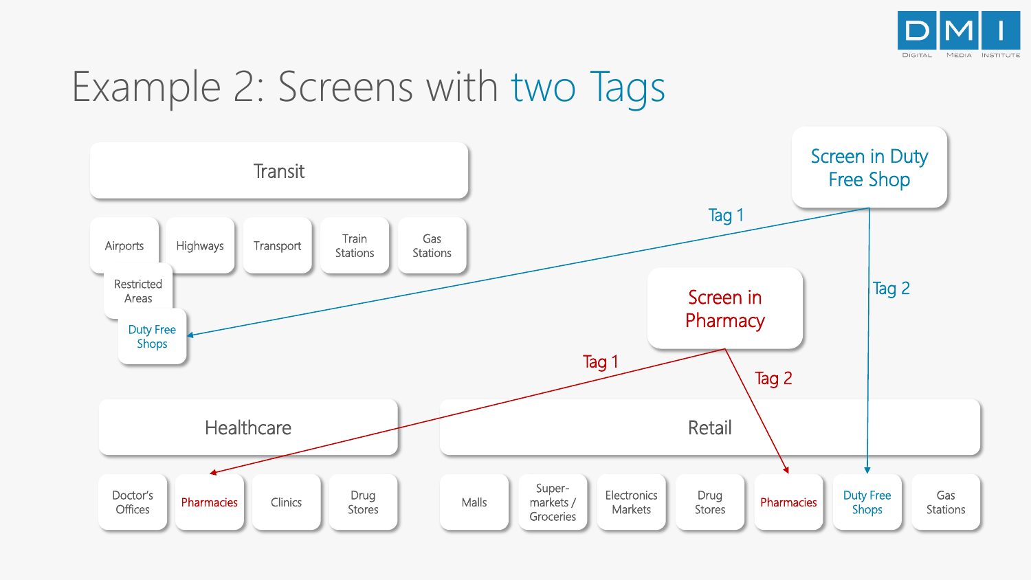# Example 2: Screens with two Tags

**Transit**

- Airports
  - Restricted Areas
    - Duty Free Shops
- Highways
- Transport
- Train Stations
- Gas Stations

**Healthcare**

- Doctor's Offices
- Pharmacies
- Clinics
- Drug Stores

**Retail**

- Malls
- Super-markets / Groceries
- Electronics Markets
- Drug Stores
- Pharmacies
- Duty Free Shops
- Gas Stations

**Screen in Duty Free Shop**

- Tag 1 → Duty Free Shops (Transit)
- Tag 2 → Duty Free Shops (Retail)

**Screen in Pharmacy**

- Tag 1 → Pharmacies (Healthcare)
- Tag 2 → Pharmacies (Retail)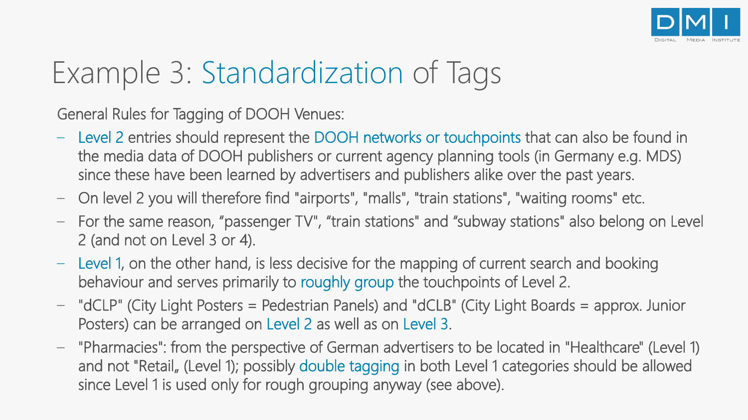# Example 3: Standardization of Tags

General Rules for Tagging of DOOH Venues:

- Level 2 entries should represent the DOOH networks or touchpoints that can also be found in the media data of DOOH publishers or current agency planning tools (in Germany e.g. MDS) since these have been learned by advertisers and publishers alike over the past years.
- On level 2 you will therefore find "airports", "malls", "train stations", "waiting rooms" etc.
- For the same reason, "passenger TV", "train stations" and "subway stations" also belong on Level 2 (and not on Level 3 or 4).
- Level 1, on the other hand, is less decisive for the mapping of current search and booking behaviour and serves primarily to roughly group the touchpoints of Level 2.
- "dCLP" (City Light Posters = Pedestrian Panels) and "dCLB" (City Light Boards = approx. Junior Posters) can be arranged on Level 2 as well as on Level 3.
- "Pharmacies": from the perspective of German advertisers to be located in "Healthcare" (Level 1) and not "Retail„ (Level 1); possibly double tagging in both Level 1 categories should be allowed since Level 1 is used only for rough grouping anyway (see above).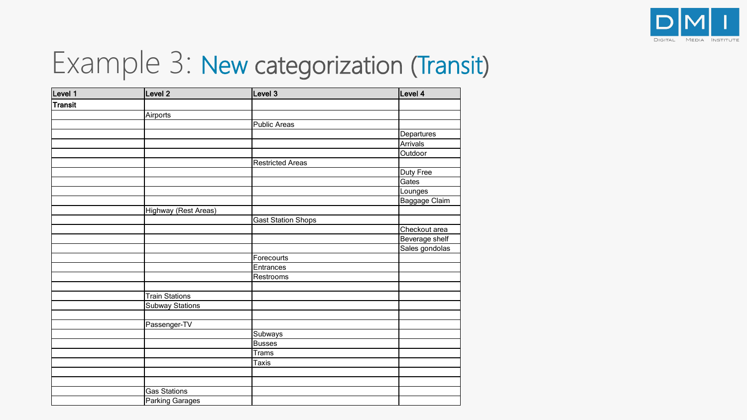# Example 3: New categorization (Transit)

| Level 1 | Level 2 | Level 3 | Level 4 |
|---|---|---|---|
| **Transit** | | | |
| | Airports | | |
| | | Public Areas | |
| | | | Departures |
| | | | Arrivals |
| | | | Outdoor |
| | | Restricted Areas | |
| | | | Duty Free |
| | | | Gates |
| | | | Lounges |
| | | | Baggage Claim |
| | Highway (Rest Areas) | | |
| | | Gast Station Shops | |
| | | | Checkout area |
| | | | Beverage shelf |
| | | | Sales gondolas |
| | | Forecourts | |
| | | Entrances | |
| | | Restrooms | |
| | | | |
| | Train Stations | | |
| | Subway Stations | | |
| | | | |
| | Passenger-TV | | |
| | | Subways | |
| | | Busses | |
| | | Trams | |
| | | Taxis | |
| | | | |
| | | | |
| | Gas Stations | | |
| | Parking Garages | | |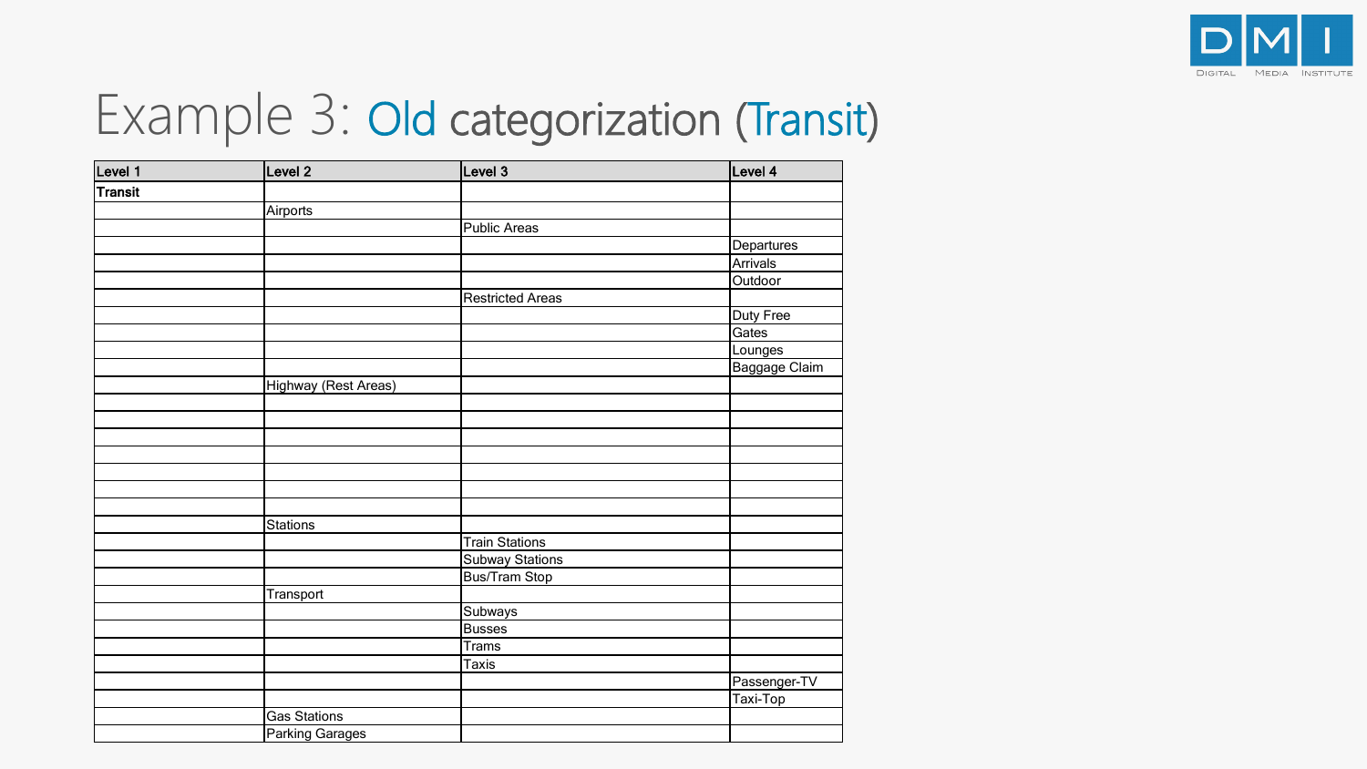# Example 3: Old categorization (Transit)

| Level 1 | Level 2 | Level 3 | Level 4 |
|---|---|---|---|
| **Transit** | | | |
| | Airports | | |
| | | Public Areas | |
| | | | Departures |
| | | | Arrivals |
| | | | Outdoor |
| | | Restricted Areas | |
| | | | Duty Free |
| | | | Gates |
| | | | Lounges |
| | | | Baggage Claim |
| | Highway (Rest Areas) | | |
| | | | |
| | | | |
| | | | |
| | | | |
| | | | |
| | | | |
| | | | |
| | Stations | | |
| | | Train Stations | |
| | | Subway Stations | |
| | | Bus/Tram Stop | |
| | Transport | | |
| | | Subways | |
| | | Busses | |
| | | Trams | |
| | | Taxis | |
| | | | Passenger-TV |
| | | | Taxi-Top |
| | Gas Stations | | |
| | Parking Garages | | |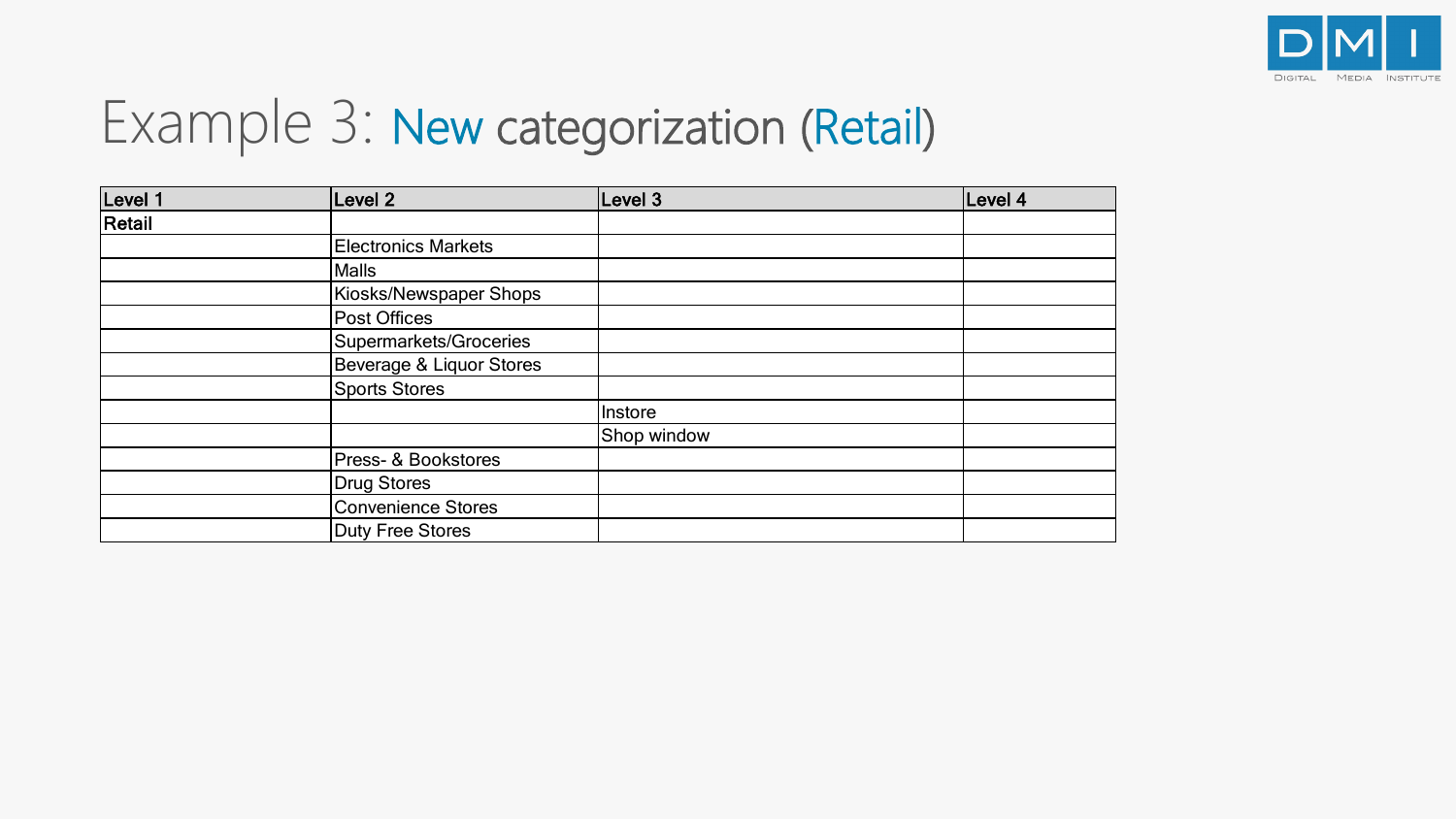# Example 3: New categorization (Retail)

| Level 1 | Level 2 | Level 3 | Level 4 |
|---|---|---|---|
| **Retail** | | | |
| | Electronics Markets | | |
| | Malls | | |
| | Kiosks/Newspaper Shops | | |
| | Post Offices | | |
| | Supermarkets/Groceries | | |
| | Beverage & Liquor Stores | | |
| | Sports Stores | | |
| | | Instore | |
| | | Shop window | |
| | Press- & Bookstores | | |
| | Drug Stores | | |
| | Convenience Stores | | |
| | Duty Free Stores | | |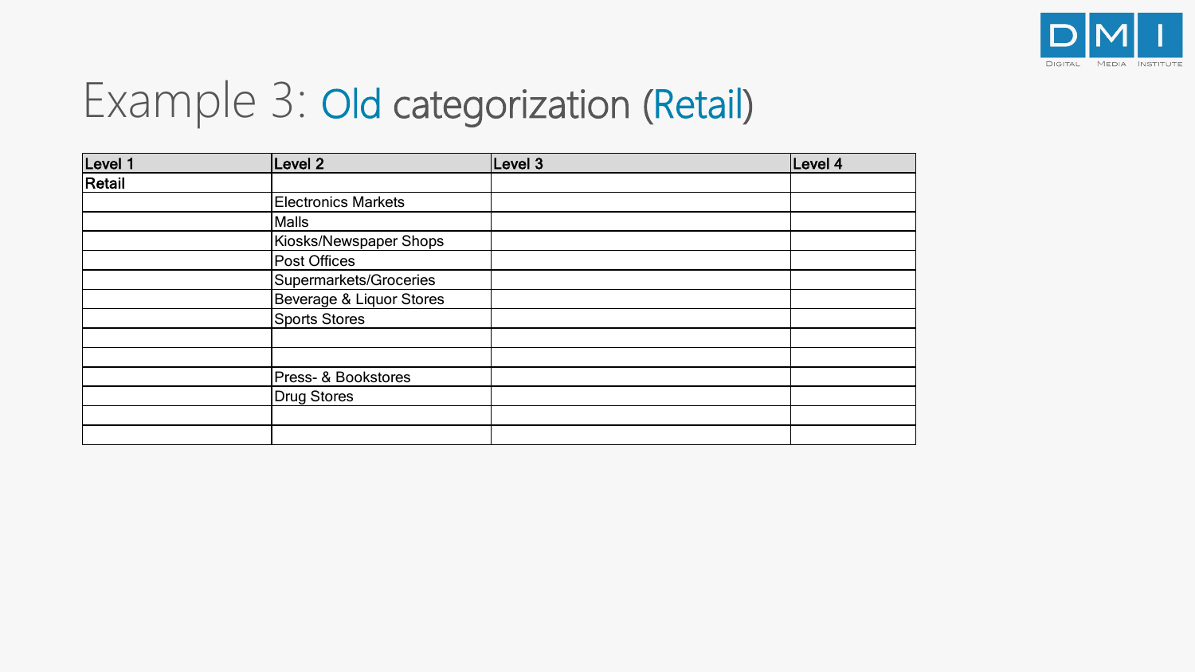# Example 3: Old categorization (Retail)

| Level 1 | Level 2 | Level 3 | Level 4 |
|---|---|---|---|
| **Retail** | | | |
| | Electronics Markets | | |
| | Malls | | |
| | Kiosks/Newspaper Shops | | |
| | Post Offices | | |
| | Supermarkets/Groceries | | |
| | Beverage & Liquor Stores | | |
| | Sports Stores | | |
| | | | |
| | | | |
| | Press- & Bookstores | | |
| | Drug Stores | | |
| | | | |
| | | | |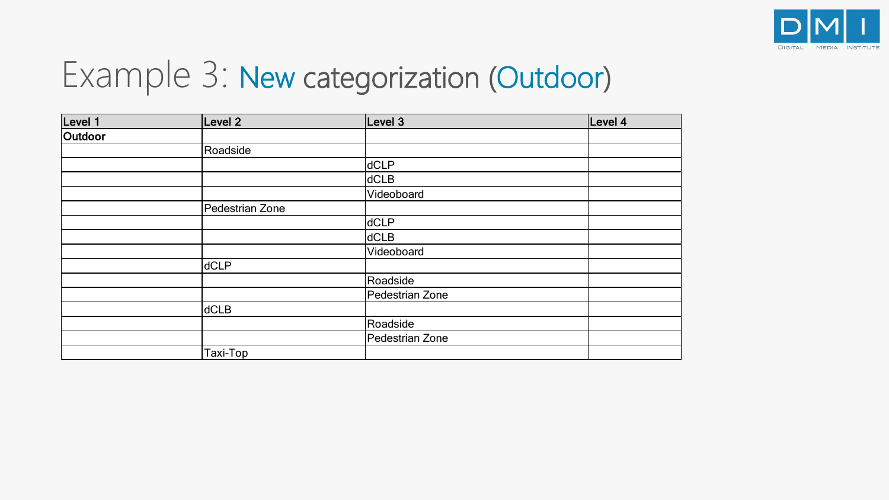# Example 3: New categorization (Outdoor)

| Level 1 | Level 2 | Level 3 | Level 4 |
|---|---|---|---|
| **Outdoor** | | | |
| | Roadside | | |
| | | dCLP | |
| | | dCLB | |
| | | Videoboard | |
| | Pedestrian Zone | | |
| | | dCLP | |
| | | dCLB | |
| | | Videoboard | |
| | dCLP | | |
| | | Roadside | |
| | | Pedestrian Zone | |
| | dCLB | | |
| | | Roadside | |
| | | Pedestrian Zone | |
| | Taxi-Top | | |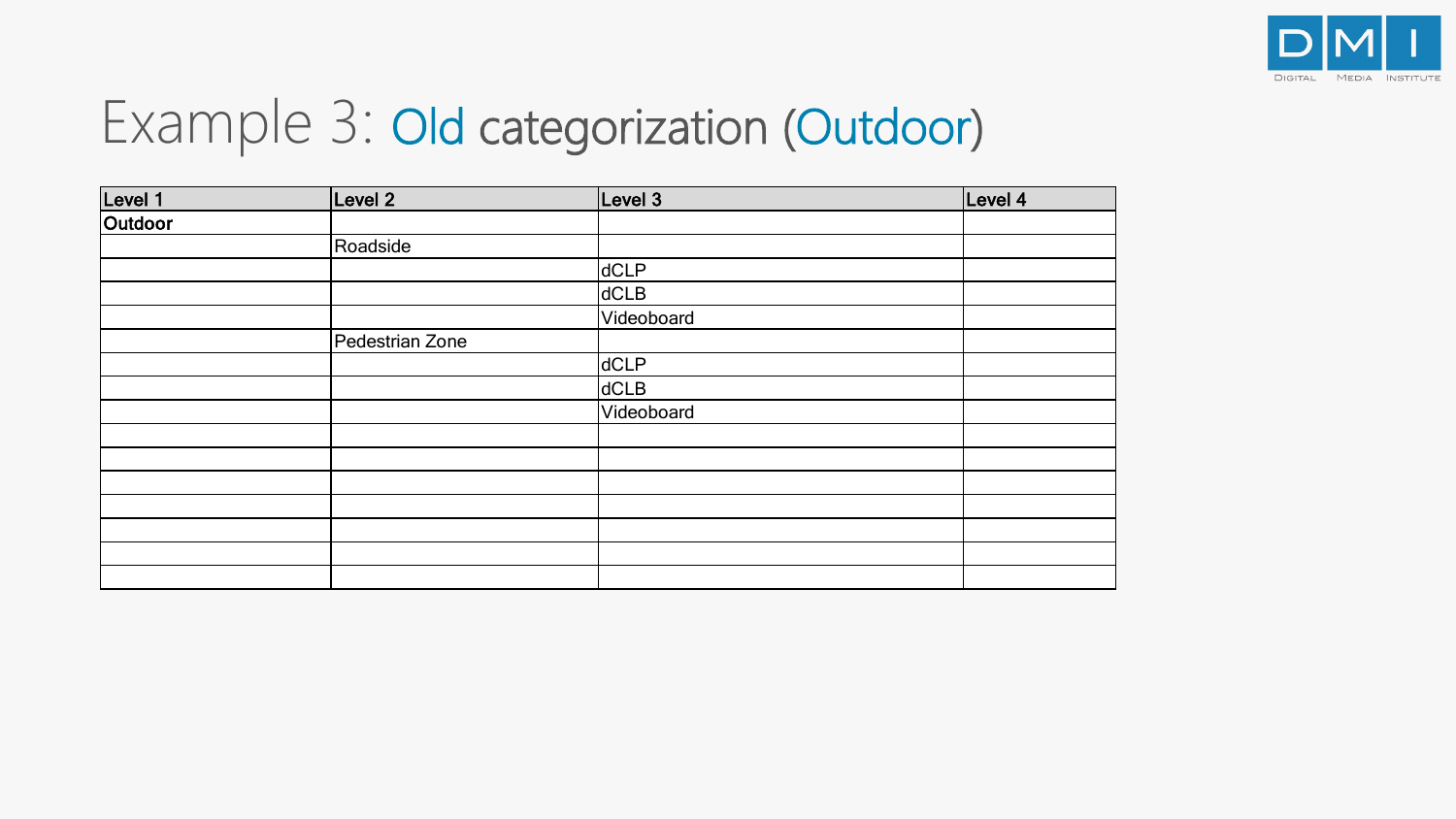# Example 3: Old categorization (Outdoor)

| Level 1 | Level 2 | Level 3 | Level 4 |
|---|---|---|---|
| **Outdoor** | | | |
| | Roadside | | |
| | | dCLP | |
| | | dCLB | |
| | | Videoboard | |
| | Pedestrian Zone | | |
| | | dCLP | |
| | | dCLB | |
| | | Videoboard | |
| | | | |
| | | | |
| | | | |
| | | | |
| | | | |
| | | | |
| | | | |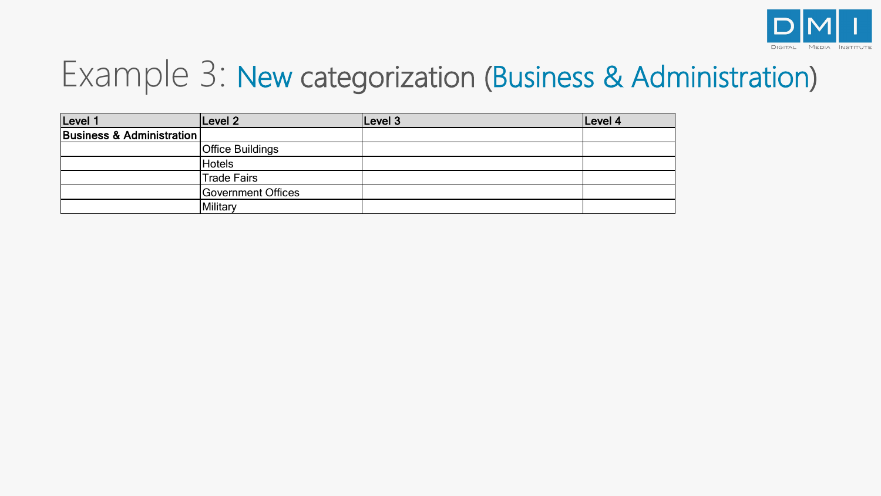# Example 3: New categorization (Business & Administration)

| Level 1 | Level 2 | Level 3 | Level 4 |
|---|---|---|---|
| **Business & Administration** | | | |
| | Office Buildings | | |
| | Hotels | | |
| | Trade Fairs | | |
| | Government Offices | | |
| | Military | | |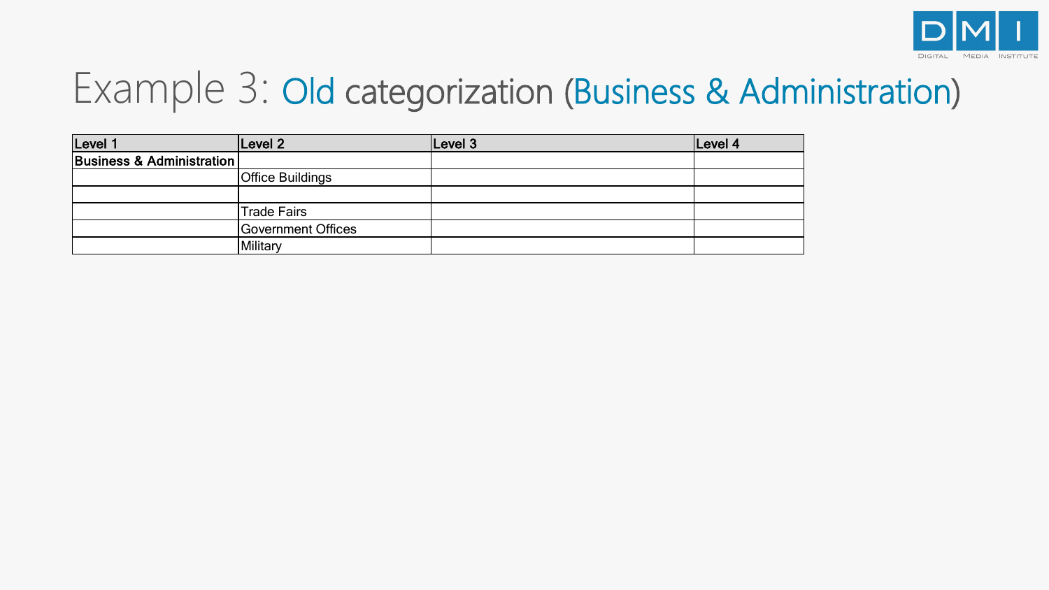# Example 3: Old categorization (Business & Administration)

| Level 1 | Level 2 | Level 3 | Level 4 |
|---|---|---|---|
| **Business & Administration** | | | |
| | Office Buildings | | |
| | | | |
| | Trade Fairs | | |
| | Government Offices | | |
| | Military | | |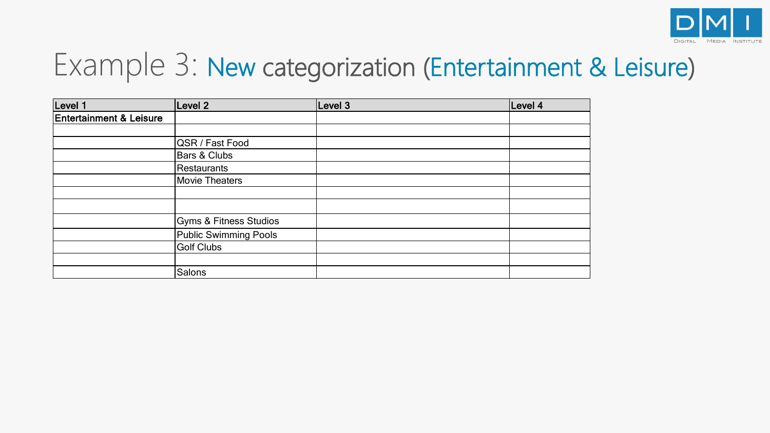# Example 3: New categorization (Entertainment & Leisure)

| Level 1 | Level 2 | Level 3 | Level 4 |
|---|---|---|---|
| Entertainment & Leisure | | | |
| | | | |
| | QSR / Fast Food | | |
| | Bars & Clubs | | |
| | Restaurants | | |
| | Movie Theaters | | |
| | | | |
| | | | |
| | Gyms & Fitness Studios | | |
| | Public Swimming Pools | | |
| | Golf Clubs | | |
| | | | |
| | Salons | | |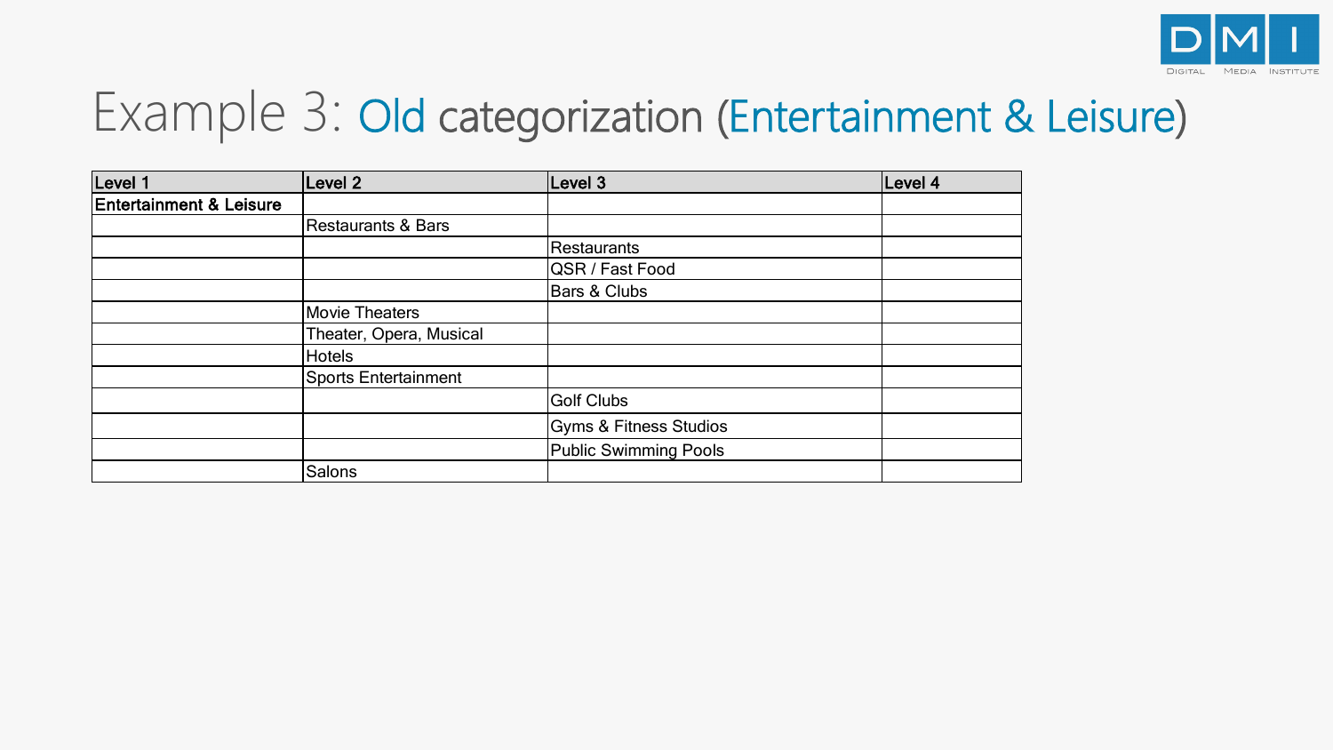# Example 3: Old categorization (Entertainment & Leisure)

| Level 1 | Level 2 | Level 3 | Level 4 |
|---|---|---|---|
| **Entertainment & Leisure** | | | |
| | Restaurants & Bars | | |
| | | Restaurants | |
| | | QSR / Fast Food | |
| | | Bars & Clubs | |
| | Movie Theaters | | |
| | Theater, Opera, Musical | | |
| | Hotels | | |
| | Sports Entertainment | | |
| | | Golf Clubs | |
| | | Gyms & Fitness Studios | |
| | | Public Swimming Pools | |
| | Salons | | |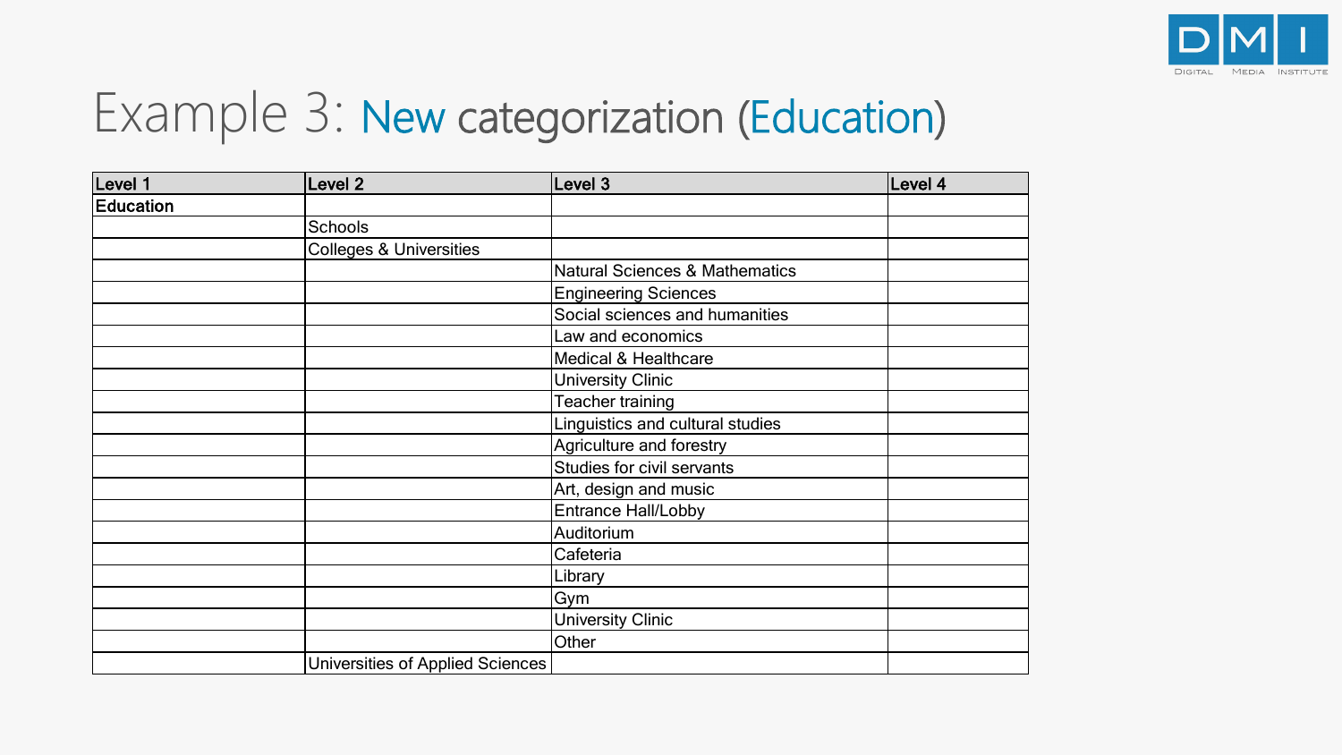# Example 3: New categorization (Education)

| Level 1 | Level 2 | Level 3 | Level 4 |
|---|---|---|---|
| **Education** | | | |
| | Schools | | |
| | Colleges & Universities | | |
| | | Natural Sciences & Mathematics | |
| | | Engineering Sciences | |
| | | Social sciences and humanities | |
| | | Law and economics | |
| | | Medical & Healthcare | |
| | | University Clinic | |
| | | Teacher training | |
| | | Linguistics and cultural studies | |
| | | Agriculture and forestry | |
| | | Studies for civil servants | |
| | | Art, design and music | |
| | | Entrance Hall/Lobby | |
| | | Auditorium | |
| | | Cafeteria | |
| | | Library | |
| | | Gym | |
| | | University Clinic | |
| | | Other | |
| | Universities of Applied Sciences | | |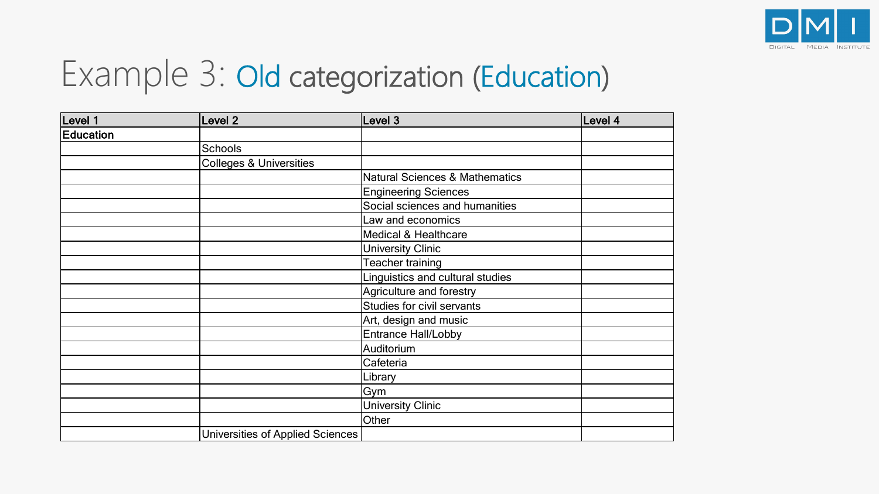# Example 3: Old categorization (Education)

| Level 1 | Level 2 | Level 3 | Level 4 |
|---|---|---|---|
| **Education** | | | |
| | Schools | | |
| | Colleges & Universities | | |
| | | Natural Sciences & Mathematics | |
| | | Engineering Sciences | |
| | | Social sciences and humanities | |
| | | Law and economics | |
| | | Medical & Healthcare | |
| | | University Clinic | |
| | | Teacher training | |
| | | Linguistics and cultural studies | |
| | | Agriculture and forestry | |
| | | Studies for civil servants | |
| | | Art, design and music | |
| | | Entrance Hall/Lobby | |
| | | Auditorium | |
| | | Cafeteria | |
| | | Library | |
| | | Gym | |
| | | University Clinic | |
| | | Other | |
| | Universities of Applied Sciences | | |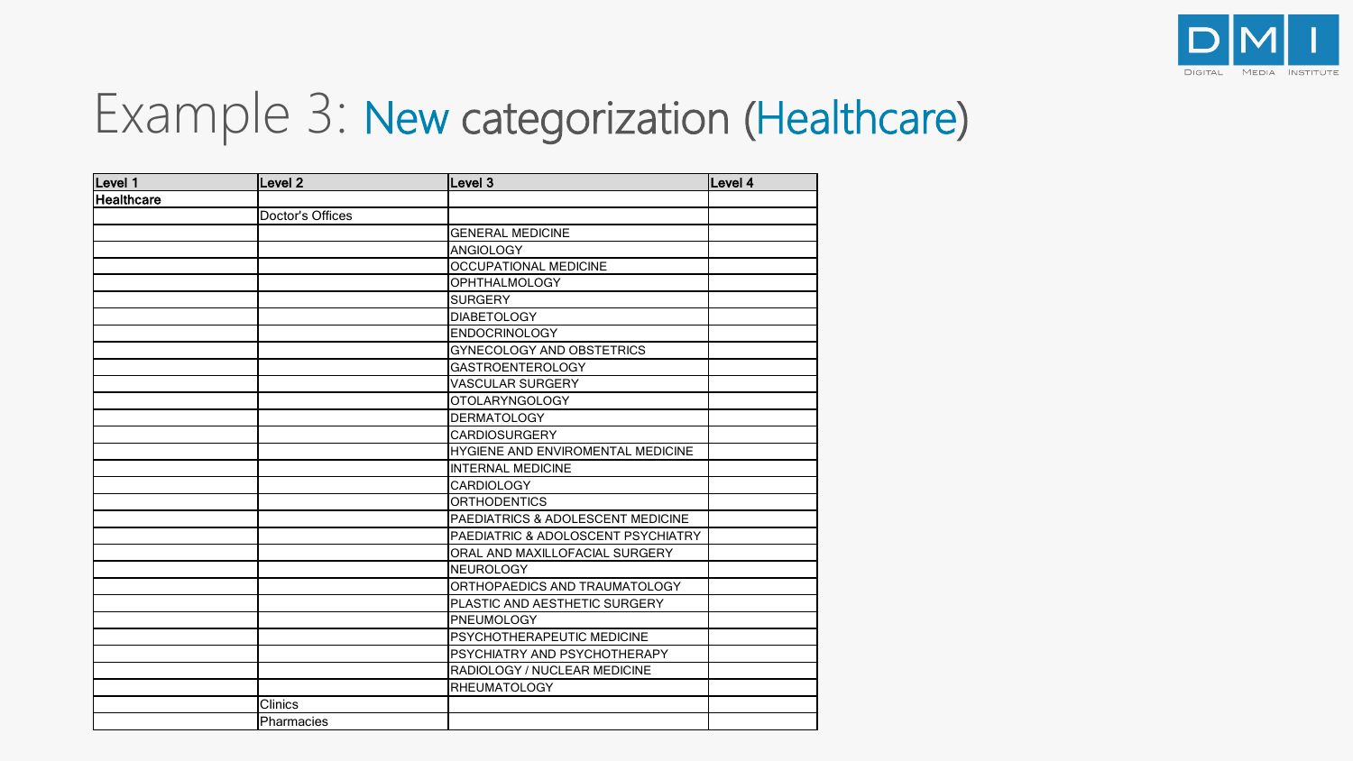# Example 3: New categorization (Healthcare)

| Level 1 | Level 2 | Level 3 | Level 4 |
|---|---|---|---|
| **Healthcare** | | | |
| | Doctor's Offices | | |
| | | GENERAL MEDICINE | |
| | | ANGIOLOGY | |
| | | OCCUPATIONAL MEDICINE | |
| | | OPHTHALMOLOGY | |
| | | SURGERY | |
| | | DIABETOLOGY | |
| | | ENDOCRINOLOGY | |
| | | GYNECOLOGY AND OBSTETRICS | |
| | | GASTROENTEROLOGY | |
| | | VASCULAR SURGERY | |
| | | OTOLARYNGOLOGY | |
| | | DERMATOLOGY | |
| | | CARDIOSURGERY | |
| | | HYGIENE AND ENVIROMENTAL MEDICINE | |
| | | INTERNAL MEDICINE | |
| | | CARDIOLOGY | |
| | | ORTHODENTICS | |
| | | PAEDIATRICS & ADOLESCENT MEDICINE | |
| | | PAEDIATRIC & ADOLOSCENT PSYCHIATRY | |
| | | ORAL AND MAXILLOFACIAL SURGERY | |
| | | NEUROLOGY | |
| | | ORTHOPAEDICS AND TRAUMATOLOGY | |
| | | PLASTIC AND AESTHETIC SURGERY | |
| | | PNEUMOLOGY | |
| | | PSYCHOTHERAPEUTIC MEDICINE | |
| | | PSYCHIATRY AND PSYCHOTHERAPY | |
| | | RADIOLOGY / NUCLEAR MEDICINE | |
| | | RHEUMATOLOGY | |
| | Clinics | | |
| | Pharmacies | | |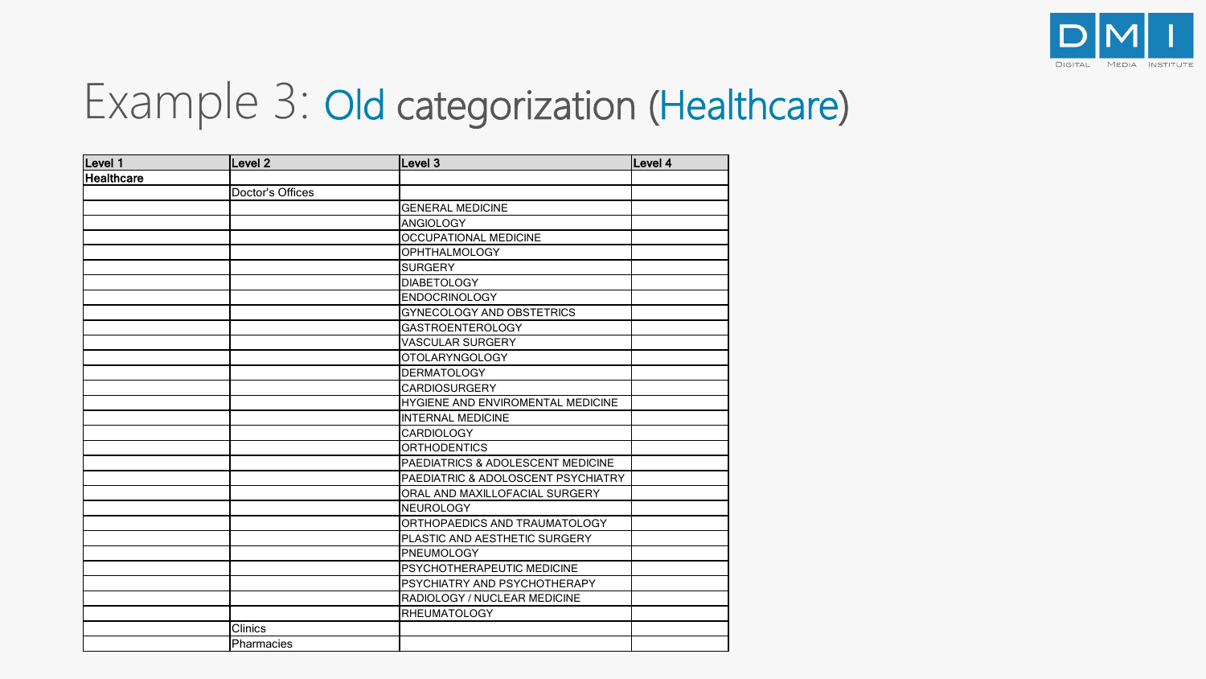# Example 3: Old categorization (Healthcare)

| Level 1 | Level 2 | Level 3 | Level 4 |
|---|---|---|---|
| **Healthcare** | | | |
| | Doctor's Offices | | |
| | | GENERAL MEDICINE | |
| | | ANGIOLOGY | |
| | | OCCUPATIONAL MEDICINE | |
| | | OPHTHALMOLOGY | |
| | | SURGERY | |
| | | DIABETOLOGY | |
| | | ENDOCRINOLOGY | |
| | | GYNECOLOGY AND OBSTETRICS | |
| | | GASTROENTEROLOGY | |
| | | VASCULAR SURGERY | |
| | | OTOLARYNGOLOGY | |
| | | DERMATOLOGY | |
| | | CARDIOSURGERY | |
| | | HYGIENE AND ENVIROMENTAL MEDICINE | |
| | | INTERNAL MEDICINE | |
| | | CARDIOLOGY | |
| | | ORTHODENTICS | |
| | | PAEDIATRICS & ADOLESCENT MEDICINE | |
| | | PAEDIATRIC & ADOLOSCENT PSYCHIATRY | |
| | | ORAL AND MAXILLOFACIAL SURGERY | |
| | | NEUROLOGY | |
| | | ORTHOPAEDICS AND TRAUMATOLOGY | |
| | | PLASTIC AND AESTHETIC SURGERY | |
| | | PNEUMOLOGY | |
| | | PSYCHOTHERAPEUTIC MEDICINE | |
| | | PSYCHIATRY AND PSYCHOTHERAPY | |
| | | RADIOLOGY / NUCLEAR MEDICINE | |
| | | RHEUMATOLOGY | |
| | Clinics | | |
| | Pharmacies | | |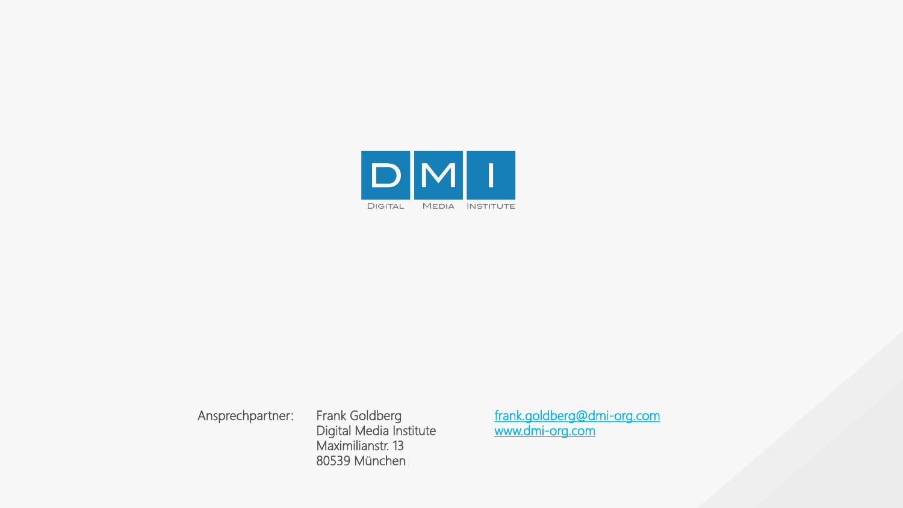DMI

Digital Media Institute

Ansprechpartner:

Frank Goldberg
Digital Media Institute
Maximilianstr. 13
80539 München

frank.goldberg@dmi-org.com
www.dmi-org.com